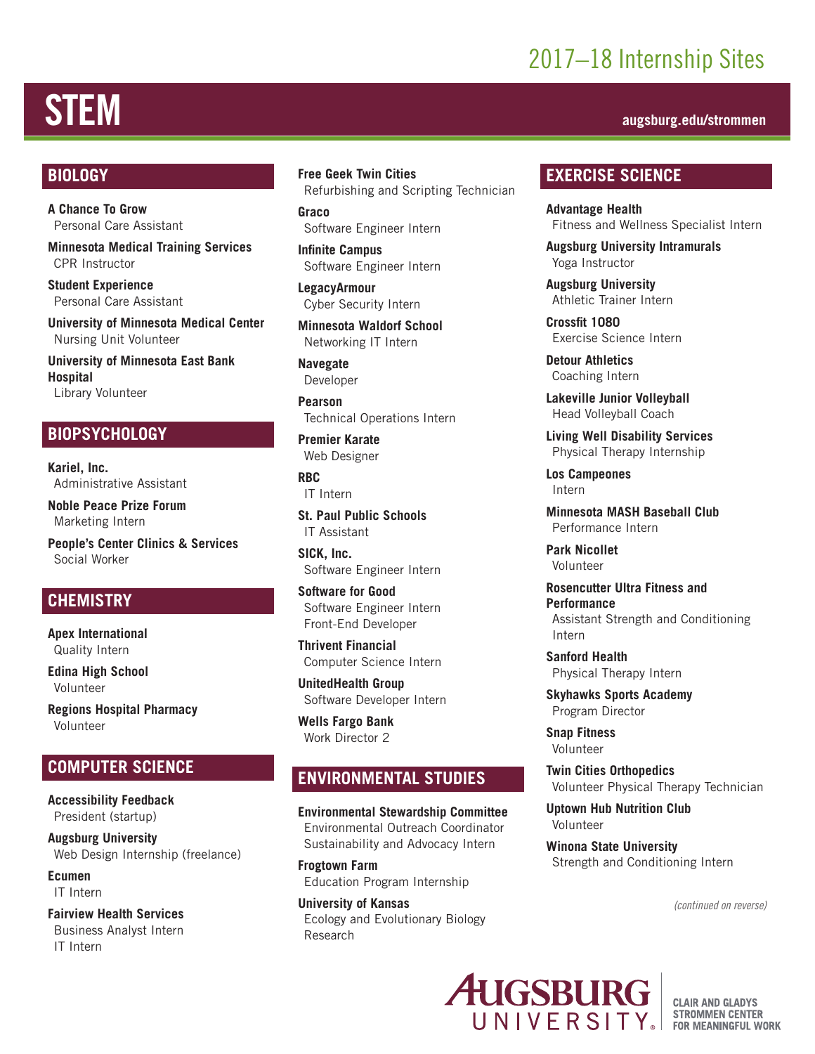2017–18 Internship Sites

# STEM

augsburg.edu/strommen

## BIOLOGY

**A Chance To Grow**
Personal Care Assistant

**Minnesota Medical Training Services**
CPR Instructor

**Student Experience**
Personal Care Assistant

**University of Minnesota Medical Center**
Nursing Unit Volunteer

**University of Minnesota East Bank Hospital**
Library Volunteer

## BIOPSYCHOLOGY

**Kariel, Inc.**
Administrative Assistant

**Noble Peace Prize Forum**
Marketing Intern

**People's Center Clinics & Services**
Social Worker

## CHEMISTRY

**Apex International**
Quality Intern

**Edina High School**
Volunteer

**Regions Hospital Pharmacy**
Volunteer

## COMPUTER SCIENCE

**Accessibility Feedback**
President (startup)

**Augsburg University**
Web Design Internship (freelance)

**Ecumen**
IT Intern

**Fairview Health Services**
Business Analyst Intern
IT Intern

**Free Geek Twin Cities**
Refurbishing and Scripting Technician

**Graco**
Software Engineer Intern

**Infinite Campus**
Software Engineer Intern

**LegacyArmour**
Cyber Security Intern

**Minnesota Waldorf School**
Networking IT Intern

**Navegate**
Developer

**Pearson**
Technical Operations Intern

**Premier Karate**
Web Designer

**RBC**
IT Intern

**St. Paul Public Schools**
IT Assistant

**SICK, Inc.**
Software Engineer Intern

**Software for Good**
Software Engineer Intern
Front-End Developer

**Thrivent Financial**
Computer Science Intern

**UnitedHealth Group**
Software Developer Intern

**Wells Fargo Bank**
Work Director 2

## ENVIRONMENTAL STUDIES

**Environmental Stewardship Committee**
Environmental Outreach Coordinator
Sustainability and Advocacy Intern

**Frogtown Farm**
Education Program Internship

**University of Kansas**
Ecology and Evolutionary Biology Research

## EXERCISE SCIENCE

**Advantage Health**
Fitness and Wellness Specialist Intern

**Augsburg University Intramurals**
Yoga Instructor

**Augsburg University**
Athletic Trainer Intern

**Crossfit 1080**
Exercise Science Intern

**Detour Athletics**
Coaching Intern

**Lakeville Junior Volleyball**
Head Volleyball Coach

**Living Well Disability Services**
Physical Therapy Internship

**Los Campeones**
Intern

**Minnesota MASH Baseball Club**
Performance Intern

**Park Nicollet**
Volunteer

**Rosencutter Ultra Fitness and Performance**
Assistant Strength and Conditioning Intern

**Sanford Health**
Physical Therapy Intern

**Skyhawks Sports Academy**
Program Director

**Snap Fitness**
Volunteer

**Twin Cities Orthopedics**
Volunteer Physical Therapy Technician

**Uptown Hub Nutrition Club**
Volunteer

**Winona State University**
Strength and Conditioning Intern

*(continued on reverse)*

Augsburg University — Clair and Gladys Strommen Center for Meaningful Work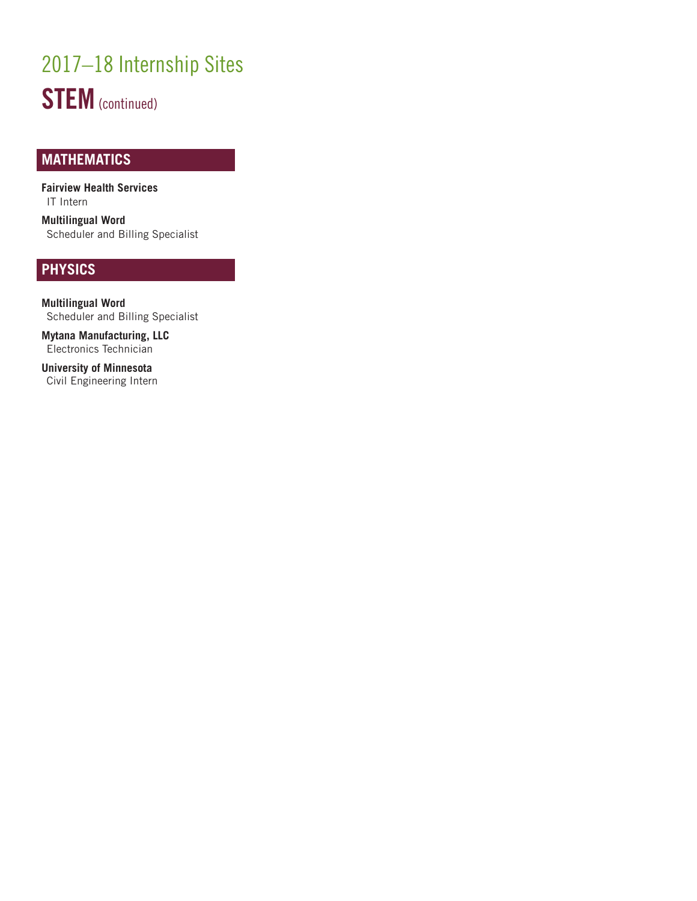# 2017–18 Internship Sites

## STEM (continued)

### MATHEMATICS

**Fairview Health Services**
IT Intern

**Multilingual Word**
Scheduler and Billing Specialist

### PHYSICS

**Multilingual Word**
Scheduler and Billing Specialist

**Mytana Manufacturing, LLC**
Electronics Technician

**University of Minnesota**
Civil Engineering Intern